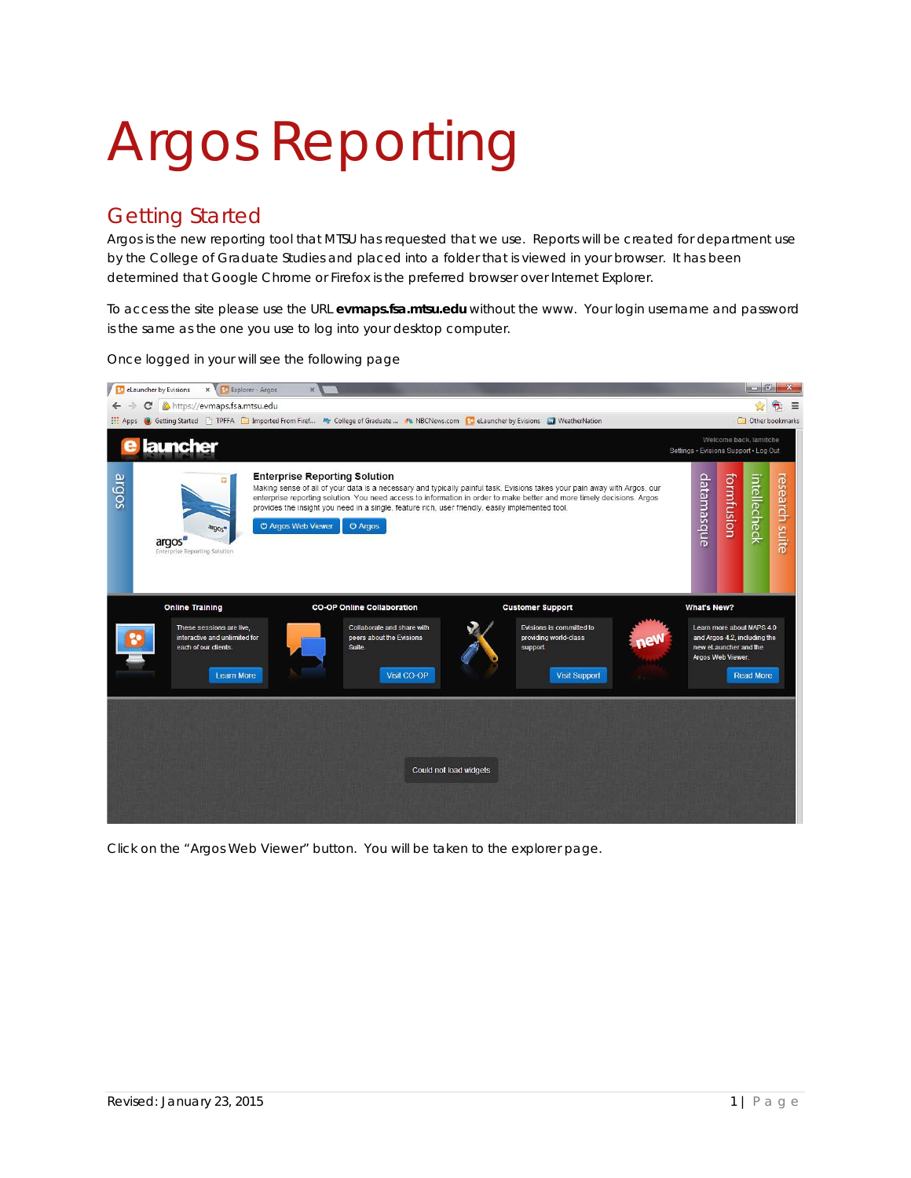# Argos Reporting

## Getting Started

Argos is the new reporting tool that MTSU has requested that we use. Reports will be created for department use by the College of Graduate Studies and placed into a folder that is viewed in your browser. It has been determined that Google Chrome or Firefox is the preferred browser over Internet Explorer.

To access the site please use the URL **evmaps.fsa.mtsu.edu** without the www. Your login username and password is the same as the one you use to log into your desktop computer.

Once logged in your will see the following page

Click on the "Argos Web Viewer" button. You will be taken to the explorer page.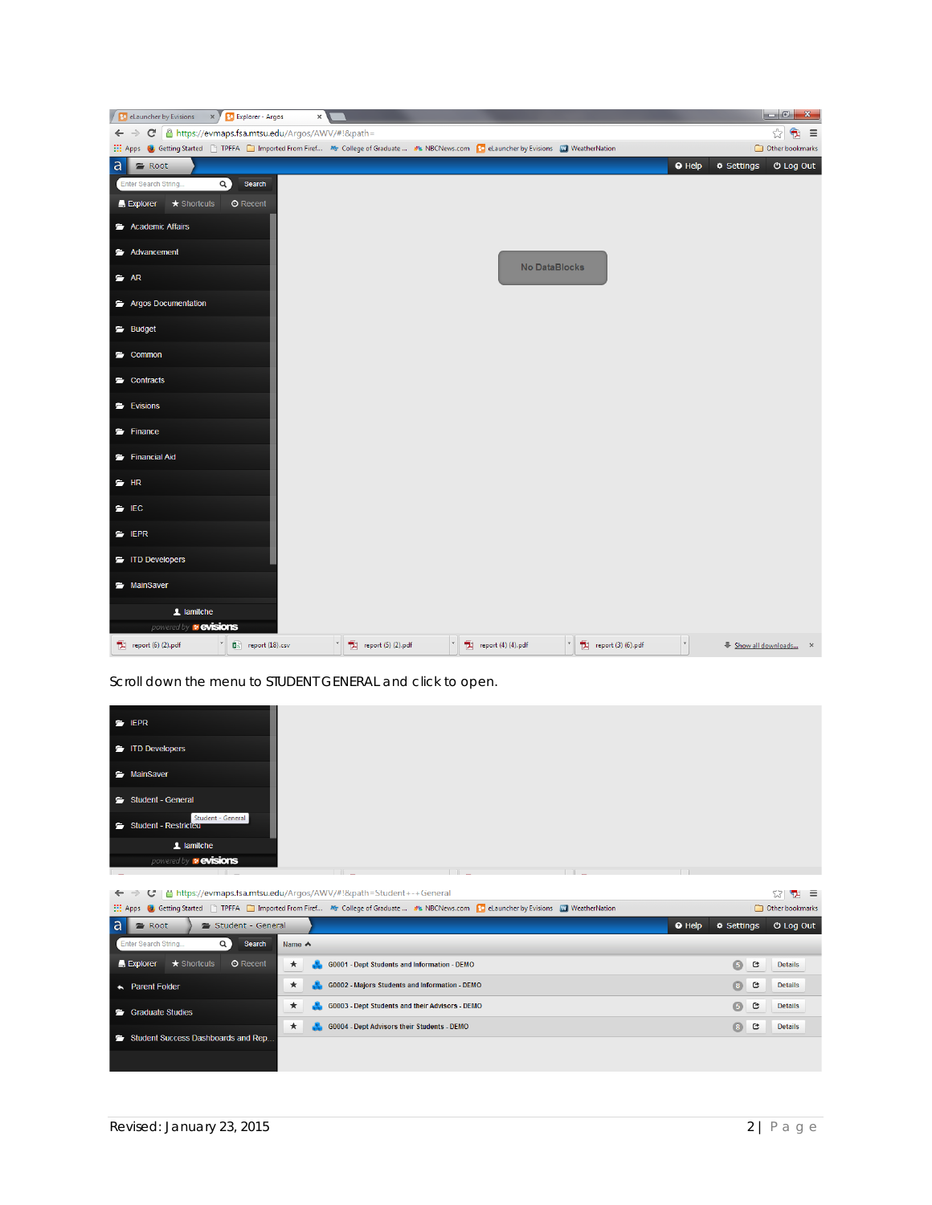Scroll down the menu to STUDENT GENERAL and click to open.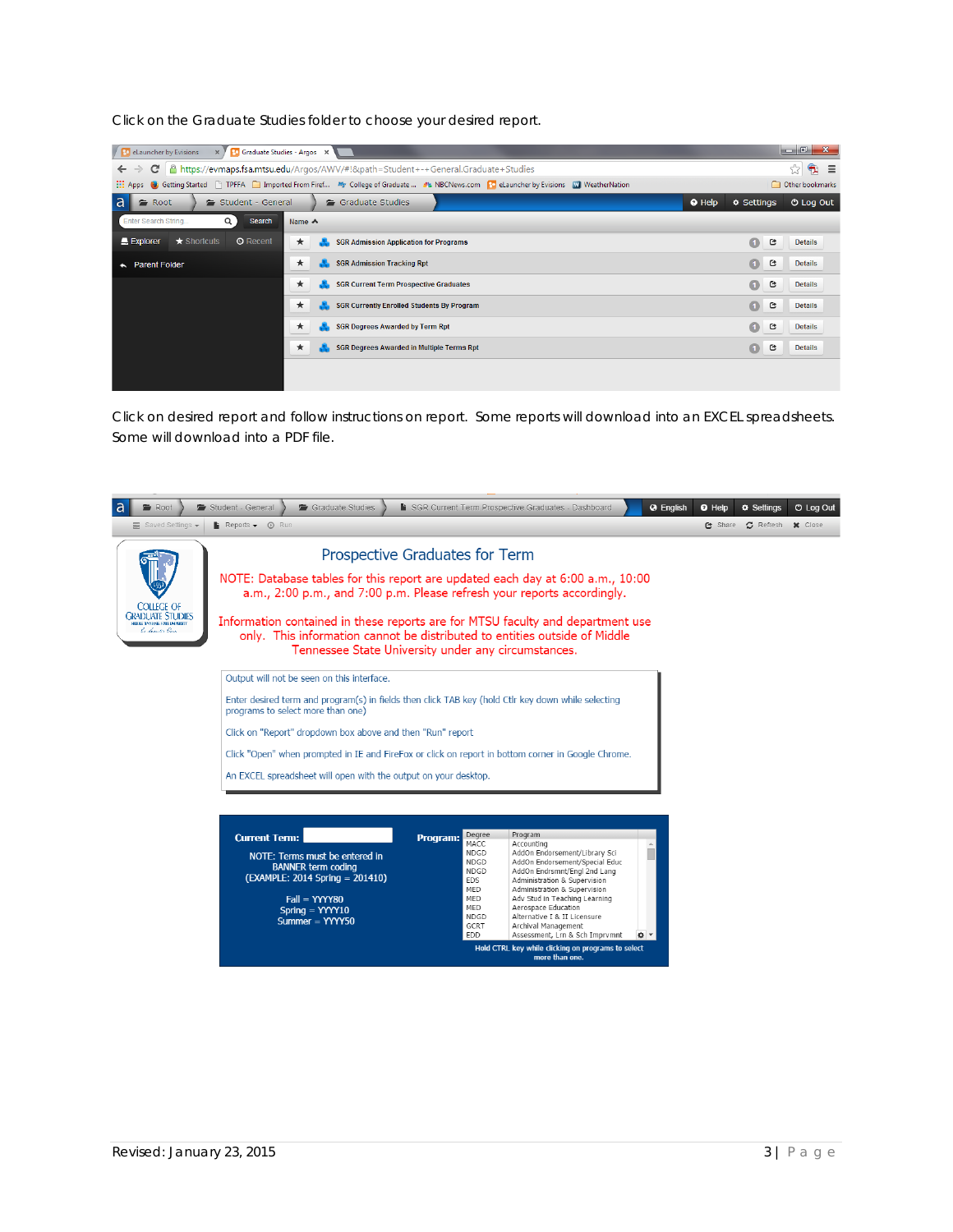Click on the Graduate Studies folder to choose your desired report.

Click on desired report and follow instructions on report. Some reports will download into an EXCEL spreadsheets. Some will download into a PDF file.

Revised: January 23, 2015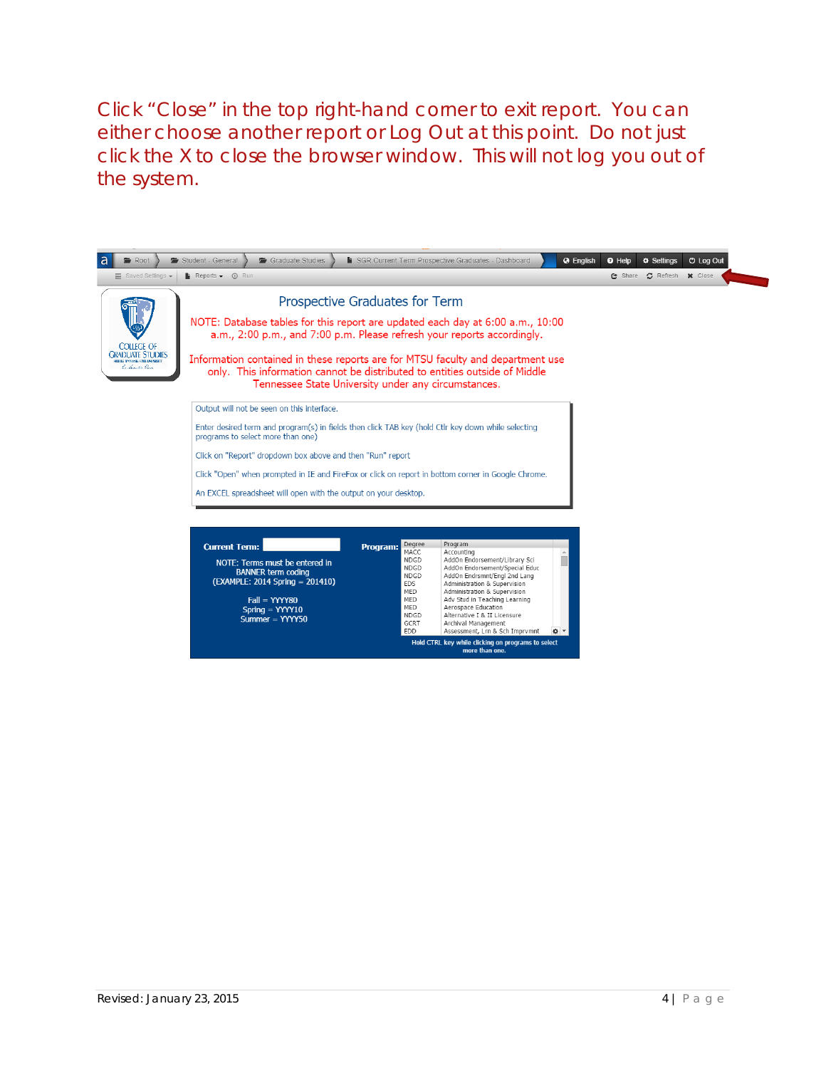Click "Close" in the top right-hand corner to exit report. You can either choose another report or Log Out at this point. Do not just click the X to close the browser window. This will not log you out of the system.

Root / Student - General / Graduate Studies / SGR Current Term Prospective Graduates - Dashboard

English | Help | Settings | Log Out

Saved Settings | Reports | Run | Share | Refresh | Close

COLLEGE OF GRADUATE STUDIES

## Prospective Graduates for Term

NOTE: Database tables for this report are updated each day at 6:00 a.m., 10:00 a.m., 2:00 p.m., and 7:00 p.m. Please refresh your reports accordingly.

Information contained in these reports are for MTSU faculty and department use only. This information cannot be distributed to entities outside of Middle Tennessee State University under any circumstances.

Output will not be seen on this interface.

Enter desired term and program(s) in fields then click TAB key (hold Ctlr key down while selecting programs to select more than one)

Click on "Report" dropdown box above and then "Run" report

Click "Open" when prompted in IE and FireFox or click on report in bottom corner in Google Chrome.

An EXCEL spreadsheet will open with the output on your desktop.

**Current Term:**

NOTE: Terms must be entered in BANNER term coding (EXAMPLE: 2014 Spring = 201410)

Fall = YYYY80
Spring = YYYY10
Summer = YYYY50

**Program:**

| Degree | Program |
|---|---|
| MACC | Accounting |
| NDGD | AddOn Endorsement/Library Sci |
| NDGD | AddOn Endorsement/Special Educ |
| NDGD | AddOn Endrsmnt/Engl 2nd Lang |
| EDS | Administration & Supervision |
| MED | Administration & Supervision |
| MED | Adv Stud in Teaching Learning |
| MED | Aerospace Education |
| NDGD | Alternative I & II Licensure |
| GCRT | Archival Management |
| EDD | Assessment, Lrn & Sch Imprvmnt |

Hold CTRL key while clicking on programs to select more than one.

Revised: January 23, 2015